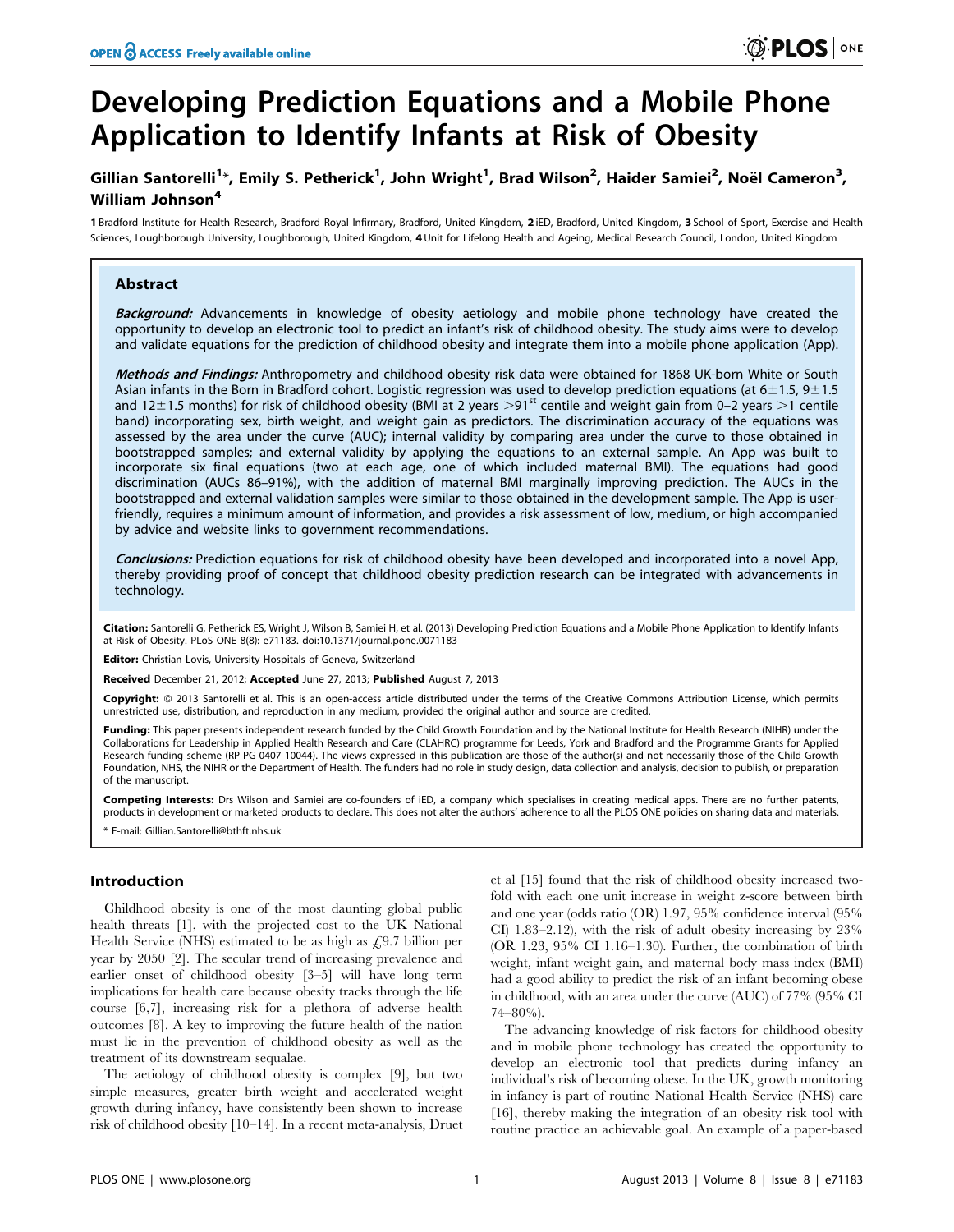# Developing Prediction Equations and a Mobile Phone Application to Identify Infants at Risk of Obesity

**Gillian Santorelli[1]\*, Emily S. Petherick[1], John Wright[1], Brad Wilson[2], Haider Samiei[2], Noël Cameron[3], William Johnson[4]**

**1** Bradford Institute for Health Research, Bradford Royal Infirmary, Bradford, United Kingdom, **2** iED, Bradford, United Kingdom, **3** School of Sport, Exercise and Health Sciences, Loughborough University, Loughborough, United Kingdom, **4** Unit for Lifelong Health and Ageing, Medical Research Council, London, United Kingdom

## Abstract

***Background:*** Advancements in knowledge of obesity aetiology and mobile phone technology have created the opportunity to develop an electronic tool to predict an infant's risk of childhood obesity. The study aims were to develop and validate equations for the prediction of childhood obesity and integrate them into a mobile phone application (App).

***Methods and Findings:*** Anthropometry and childhood obesity risk data were obtained for 1868 UK-born White or South Asian infants in the Born in Bradford cohort. Logistic regression was used to develop prediction equations (at $6\pm1.5$, $9\pm1.5$ and $12\pm1.5$ months) for risk of childhood obesity (BMI at 2 years $>91^{st}$ centile and weight gain from 0–2 years $>1$ centile band) incorporating sex, birth weight, and weight gain as predictors. The discrimination accuracy of the equations was assessed by the area under the curve (AUC); internal validity by comparing area under the curve to those obtained in bootstrapped samples; and external validity by applying the equations to an external sample. An App was built to incorporate six final equations (two at each age, one of which included maternal BMI). The equations had good discrimination (AUCs 86–91%), with the addition of maternal BMI marginally improving prediction. The AUCs in the bootstrapped and external validation samples were similar to those obtained in the development sample. The App is user-friendly, requires a minimum amount of information, and provides a risk assessment of low, medium, or high accompanied by advice and website links to government recommendations.

***Conclusions:*** Prediction equations for risk of childhood obesity have been developed and incorporated into a novel App, thereby providing proof of concept that childhood obesity prediction research can be integrated with advancements in technology.

**Citation:** Santorelli G, Petherick ES, Wright J, Wilson B, Samiei H, et al. (2013) Developing Prediction Equations and a Mobile Phone Application to Identify Infants at Risk of Obesity. PLoS ONE 8(8): e71183. doi:10.1371/journal.pone.0071183

**Editor:** Christian Lovis, University Hospitals of Geneva, Switzerland

**Received** December 21, 2012; **Accepted** June 27, 2013; **Published** August 7, 2013

**Copyright:** © 2013 Santorelli et al. This is an open-access article distributed under the terms of the Creative Commons Attribution License, which permits unrestricted use, distribution, and reproduction in any medium, provided the original author and source are credited.

**Funding:** This paper presents independent research funded by the Child Growth Foundation and by the National Institute for Health Research (NIHR) under the Collaborations for Leadership in Applied Health Research and Care (CLAHRC) programme for Leeds, York and Bradford and the Programme Grants for Applied Research funding scheme (RP-PG-0407-10044). The views expressed in this publication are those of the author(s) and not necessarily those of the Child Growth Foundation, NHS, the NIHR or the Department of Health. The funders had no role in study design, data collection and analysis, decision to publish, or preparation of the manuscript.

**Competing Interests:** Drs Wilson and Samiei are co-founders of iED, a company which specialises in creating medical apps. There are no further patents, products in development or marketed products to declare. This does not alter the authors' adherence to all the PLOS ONE policies on sharing data and materials.

\* E-mail: Gillian.Santorelli@bthft.nhs.uk

## Introduction

Childhood obesity is one of the most daunting global public health threats [1], with the projected cost to the UK National Health Service (NHS) estimated to be as high as £9.7 billion per year by 2050 [2]. The secular trend of increasing prevalence and earlier onset of childhood obesity [3–5] will have long term implications for health care because obesity tracks through the life course [6,7], increasing risk for a plethora of adverse health outcomes [8]. A key to improving the future health of the nation must lie in the prevention of childhood obesity as well as the treatment of its downstream sequalae.

The aetiology of childhood obesity is complex [9], but two simple measures, greater birth weight and accelerated weight growth during infancy, have consistently been shown to increase risk of childhood obesity [10–14]. In a recent meta-analysis, Druet et al [15] found that the risk of childhood obesity increased two-fold with each one unit increase in weight z-score between birth and one year (odds ratio (OR) 1.97, 95% confidence interval (95% CI) 1.83–2.12), with the risk of adult obesity increasing by 23% (OR 1.23, 95% CI 1.16–1.30). Further, the combination of birth weight, infant weight gain, and maternal body mass index (BMI) had a good ability to predict the risk of an infant becoming obese in childhood, with an area under the curve (AUC) of 77% (95% CI 74–80%).

The advancing knowledge of risk factors for childhood obesity and in mobile phone technology has created the opportunity to develop an electronic tool that predicts during infancy an individual's risk of becoming obese. In the UK, growth monitoring in infancy is part of routine National Health Service (NHS) care [16], thereby making the integration of an obesity risk tool with routine practice an achievable goal. An example of a paper-based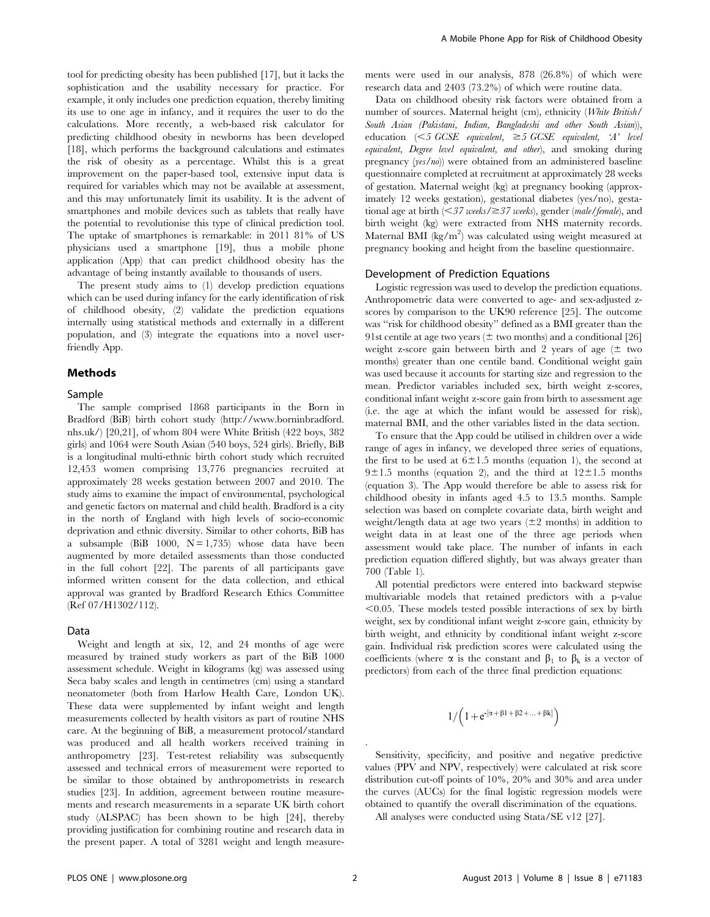tool for predicting obesity has been published [17], but it lacks the sophistication and the usability necessary for practice. For example, it only includes one prediction equation, thereby limiting its use to one age in infancy, and it requires the user to do the calculations. More recently, a web-based risk calculator for predicting childhood obesity in newborns has been developed [18], which performs the background calculations and estimates the risk of obesity as a percentage. Whilst this is a great improvement on the paper-based tool, extensive input data is required for variables which may not be available at assessment, and this may unfortunately limit its usability. It is the advent of smartphones and mobile devices such as tablets that really have the potential to revolutionise this type of clinical prediction tool. The uptake of smartphones is remarkable: in 2011 81% of US physicians used a smartphone [19], thus a mobile phone application (App) that can predict childhood obesity has the advantage of being instantly available to thousands of users.

The present study aims to (1) develop prediction equations which can be used during infancy for the early identification of risk of childhood obesity, (2) validate the prediction equations internally using statistical methods and externally in a different population, and (3) integrate the equations into a novel user-friendly App.

## Methods

### Sample

The sample comprised 1868 participants in the Born in Bradford (BiB) birth cohort study (http://www.borninbradford.nhs.uk/) [20,21], of whom 804 were White British (422 boys, 382 girls) and 1064 were South Asian (540 boys, 524 girls). Briefly, BiB is a longitudinal multi-ethnic birth cohort study which recruited 12,453 women comprising 13,776 pregnancies recruited at approximately 28 weeks gestation between 2007 and 2010. The study aims to examine the impact of environmental, psychological and genetic factors on maternal and child health. Bradford is a city in the north of England with high levels of socio-economic deprivation and ethnic diversity. Similar to other cohorts, BiB has a subsample (BiB 1000, N = 1,735) whose data have been augmented by more detailed assessments than those conducted in the full cohort [22]. The parents of all participants gave informed written consent for the data collection, and ethical approval was granted by Bradford Research Ethics Committee (Ref 07/H1302/112).

### Data

Weight and length at six, 12, and 24 months of age were measured by trained study workers as part of the BiB 1000 assessment schedule. Weight in kilograms (kg) was assessed using Seca baby scales and length in centimetres (cm) using a standard neonatometer (both from Harlow Health Care, London UK). These data were supplemented by infant weight and length measurements collected by health visitors as part of routine NHS care. At the beginning of BiB, a measurement protocol/standard was produced and all health workers received training in anthropometry [23]. Test-retest reliability was subsequently assessed and technical errors of measurement were reported to be similar to those obtained by anthropometrists in research studies [23]. In addition, agreement between routine measurements and research measurements in a separate UK birth cohort study (ALSPAC) has been shown to be high [24], thereby providing justification for combining routine and research data in the present paper. A total of 3281 weight and length measurements were used in our analysis, 878 (26.8%) of which were research data and 2403 (73.2%) of which were routine data.

Data on childhood obesity risk factors were obtained from a number of sources. Maternal height (cm), ethnicity (*White British/South Asian (Pakistani, Indian, Bangladeshi and other South Asian)*), education (*<5 GCSE equivalent, ≥5 GCSE equivalent, 'A' level equivalent, Degree level equivalent, and other*), and smoking during pregnancy (*yes/no*)) were obtained from an administered baseline questionnaire completed at recruitment at approximately 28 weeks of gestation. Maternal weight (kg) at pregnancy booking (approximately 12 weeks gestation), gestational diabetes (yes/no), gestational age at birth (*<37 weeks/≥37 weeks*), gender (*male/female*), and birth weight (kg) were extracted from NHS maternity records. Maternal BMI (kg/m$^2$) was calculated using weight measured at pregnancy booking and height from the baseline questionnaire.

### Development of Prediction Equations

Logistic regression was used to develop the prediction equations. Anthropometric data were converted to age- and sex-adjusted z-scores by comparison to the UK90 reference [25]. The outcome was "risk for childhood obesity" defined as a BMI greater than the 91st centile at age two years (± two months) and a conditional [26] weight z-score gain between birth and 2 years of age (± two months) greater than one centile band. Conditional weight gain was used because it accounts for starting size and regression to the mean. Predictor variables included sex, birth weight z-scores, conditional infant weight z-score gain from birth to assessment age (i.e. the age at which the infant would be assessed for risk), maternal BMI, and the other variables listed in the data section.

To ensure that the App could be utilised in children over a wide range of ages in infancy, we developed three series of equations, the first to be used at 6±1.5 months (equation 1), the second at 9±1.5 months (equation 2), and the third at 12±1.5 months (equation 3). The App would therefore be able to assess risk for childhood obesity in infants aged 4.5 to 13.5 months. Sample selection was based on complete covariate data, birth weight and weight/length data at age two years (±2 months) in addition to weight data in at least one of the three age periods when assessment would take place. The number of infants in each prediction equation differed slightly, but was always greater than 700 (Table 1).

All potential predictors were entered into backward stepwise multivariable models that retained predictors with a p-value <0.05. These models tested possible interactions of sex by birth weight, sex by conditional infant weight z-score gain, ethnicity by birth weight, and ethnicity by conditional infant weight z-score gain. Individual risk prediction scores were calculated using the coefficients (where $\alpha$ is the constant and $\beta_1$ to $\beta_k$ is a vector of predictors) from each of the three final prediction equations:

$$1/\left(1+e^{-[\alpha+\beta1+\beta2+\ldots+\beta k]}\right)$$

.

Sensitivity, specificity, and positive and negative predictive values (PPV and NPV, respectively) were calculated at risk score distribution cut-off points of 10%, 20% and 30% and area under the curves (AUCs) for the final logistic regression models were obtained to quantify the overall discrimination of the equations.

All analyses were conducted using Stata/SE v12 [27].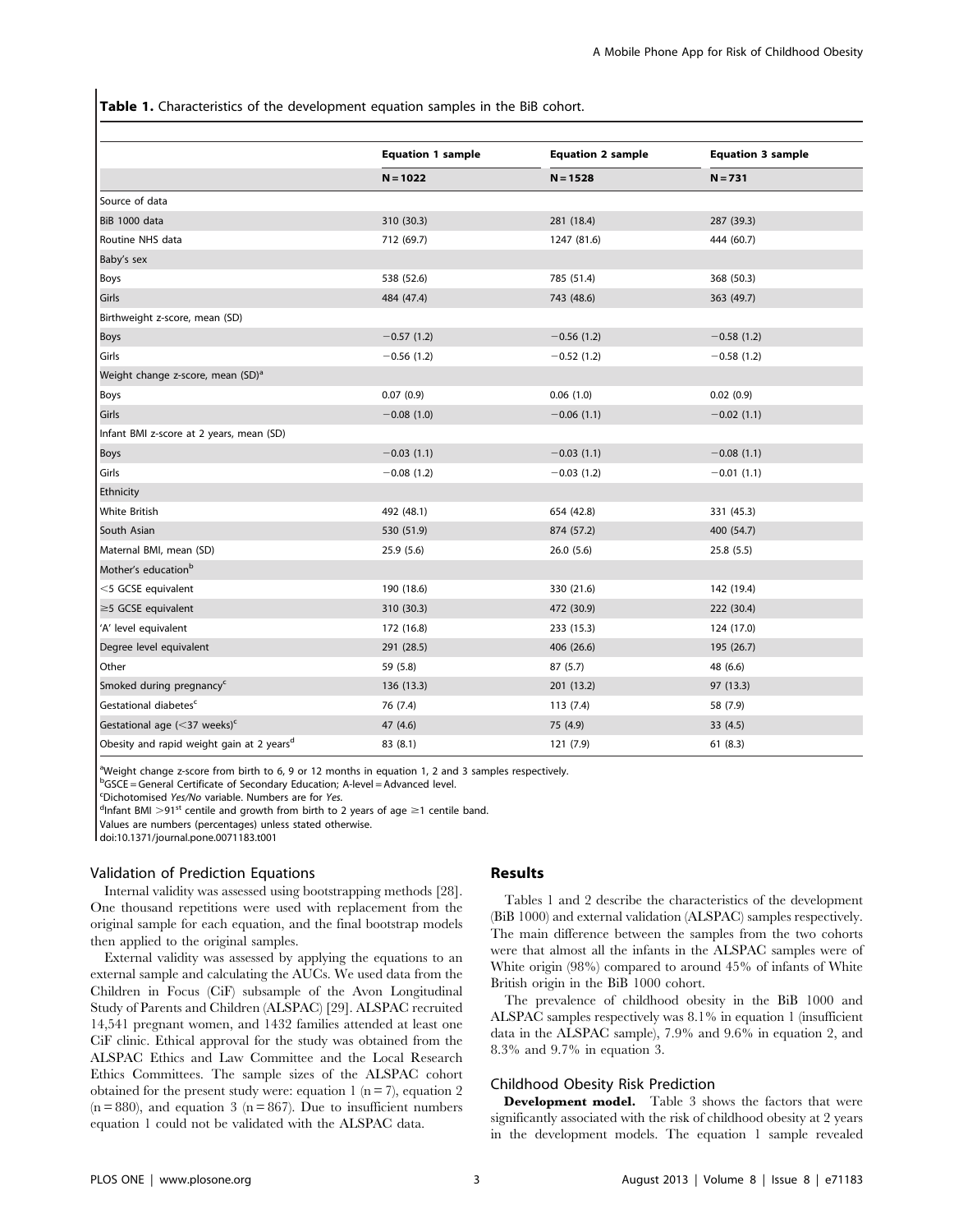**Table 1.** Characteristics of the development equation samples in the BiB cohort.

| | Equation 1 sample | Equation 2 sample | Equation 3 sample |
|---|---|---|---|
| | N = 1022 | N = 1528 | N = 731 |
| Source of data | | | |
| BiB 1000 data | 310 (30.3) | 281 (18.4) | 287 (39.3) |
| Routine NHS data | 712 (69.7) | 1247 (81.6) | 444 (60.7) |
| Baby's sex | | | |
| Boys | 538 (52.6) | 785 (51.4) | 368 (50.3) |
| Girls | 484 (47.4) | 743 (48.6) | 363 (49.7) |
| Birthweight z-score, mean (SD) | | | |
| Boys | −0.57 (1.2) | −0.56 (1.2) | −0.58 (1.2) |
| Girls | −0.56 (1.2) | −0.52 (1.2) | −0.58 (1.2) |
| Weight change z-score, mean (SD)[a] | | | |
| Boys | 0.07 (0.9) | 0.06 (1.0) | 0.02 (0.9) |
| Girls | −0.08 (1.0) | −0.06 (1.1) | −0.02 (1.1) |
| Infant BMI z-score at 2 years, mean (SD) | | | |
| Boys | −0.03 (1.1) | −0.03 (1.1) | −0.08 (1.1) |
| Girls | −0.08 (1.2) | −0.03 (1.2) | −0.01 (1.1) |
| Ethnicity | | | |
| White British | 492 (48.1) | 654 (42.8) | 331 (45.3) |
| South Asian | 530 (51.9) | 874 (57.2) | 400 (54.7) |
| Maternal BMI, mean (SD) | 25.9 (5.6) | 26.0 (5.6) | 25.8 (5.5) |
| Mother's education[b] | | | |
| <5 GCSE equivalent | 190 (18.6) | 330 (21.6) | 142 (19.4) |
| ≥5 GCSE equivalent | 310 (30.3) | 472 (30.9) | 222 (30.4) |
| 'A' level equivalent | 172 (16.8) | 233 (15.3) | 124 (17.0) |
| Degree level equivalent | 291 (28.5) | 406 (26.6) | 195 (26.7) |
| Other | 59 (5.8) | 87 (5.7) | 48 (6.6) |
| Smoked during pregnancy[c] | 136 (13.3) | 201 (13.2) | 97 (13.3) |
| Gestational diabetes[c] | 76 (7.4) | 113 (7.4) | 58 (7.9) |
| Gestational age (<37 weeks)[c] | 47 (4.6) | 75 (4.9) | 33 (4.5) |
| Obesity and rapid weight gain at 2 years[d] | 83 (8.1) | 121 (7.9) | 61 (8.3) |

[a]Weight change z-score from birth to 6, 9 or 12 months in equation 1, 2 and 3 samples respectively.
[b]GSCE = General Certificate of Secondary Education; A-level = Advanced level.
[c]Dichotomised *Yes/No* variable. Numbers are for *Yes*.
[d]Infant BMI >91st centile and growth from birth to 2 years of age ≥1 centile band.
Values are numbers (percentages) unless stated otherwise.
doi:10.1371/journal.pone.0071183.t001

### Validation of Prediction Equations

Internal validity was assessed using bootstrapping methods [28]. One thousand repetitions were used with replacement from the original sample for each equation, and the final bootstrap models then applied to the original samples.

External validity was assessed by applying the equations to an external sample and calculating the AUCs. We used data from the Children in Focus (CiF) subsample of the Avon Longitudinal Study of Parents and Children (ALSPAC) [29]. ALSPAC recruited 14,541 pregnant women, and 1432 families attended at least one CiF clinic. Ethical approval for the study was obtained from the ALSPAC Ethics and Law Committee and the Local Research Ethics Committees. The sample sizes of the ALSPAC cohort obtained for the present study were: equation 1 (n = 7), equation 2 (n = 880), and equation 3 (n = 867). Due to insufficient numbers equation 1 could not be validated with the ALSPAC data.

## Results

Tables 1 and 2 describe the characteristics of the development (BiB 1000) and external validation (ALSPAC) samples respectively. The main difference between the samples from the two cohorts were that almost all the infants in the ALSPAC samples were of White origin (98%) compared to around 45% of infants of White British origin in the BiB 1000 cohort.

The prevalence of childhood obesity in the BiB 1000 and ALSPAC samples respectively was 8.1% in equation 1 (insufficient data in the ALSPAC sample), 7.9% and 9.6% in equation 2, and 8.3% and 9.7% in equation 3.

### Childhood Obesity Risk Prediction

**Development model.** Table 3 shows the factors that were significantly associated with the risk of childhood obesity at 2 years in the development models. The equation 1 sample revealed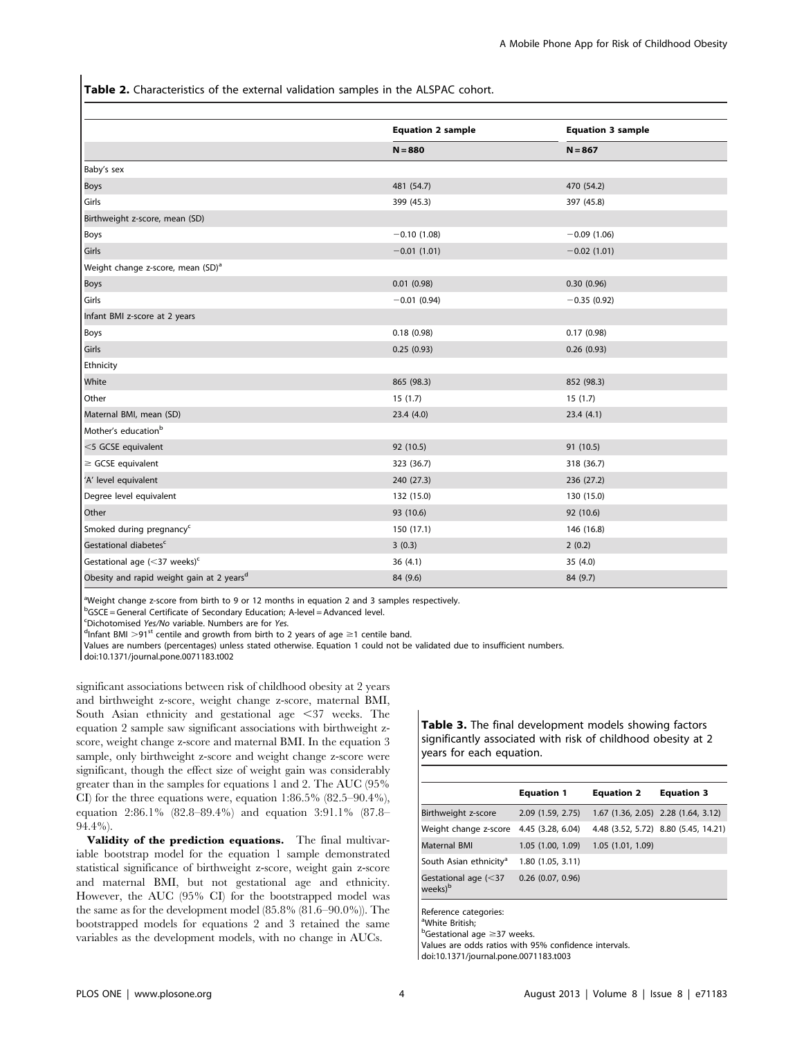**Table 2.** Characteristics of the external validation samples in the ALSPAC cohort.

| | Equation 2 sample | Equation 3 sample |
|---|---|---|
| | N = 880 | N = 867 |
| Baby's sex | | |
| Boys | 481 (54.7) | 470 (54.2) |
| Girls | 399 (45.3) | 397 (45.8) |
| Birthweight z-score, mean (SD) | | |
| Boys | −0.10 (1.08) | −0.09 (1.06) |
| Girls | −0.01 (1.01) | −0.02 (1.01) |
| Weight change z-score, mean (SD)[a] | | |
| Boys | 0.01 (0.98) | 0.30 (0.96) |
| Girls | −0.01 (0.94) | −0.35 (0.92) |
| Infant BMI z-score at 2 years | | |
| Boys | 0.18 (0.98) | 0.17 (0.98) |
| Girls | 0.25 (0.93) | 0.26 (0.93) |
| Ethnicity | | |
| White | 865 (98.3) | 852 (98.3) |
| Other | 15 (1.7) | 15 (1.7) |
| Maternal BMI, mean (SD) | 23.4 (4.0) | 23.4 (4.1) |
| Mother's education[b] | | |
| <5 GCSE equivalent | 92 (10.5) | 91 (10.5) |
| ≥ GCSE equivalent | 323 (36.7) | 318 (36.7) |
| 'A' level equivalent | 240 (27.3) | 236 (27.2) |
| Degree level equivalent | 132 (15.0) | 130 (15.0) |
| Other | 93 (10.6) | 92 (10.6) |
| Smoked during pregnancy[c] | 150 (17.1) | 146 (16.8) |
| Gestational diabetes[c] | 3 (0.3) | 2 (0.2) |
| Gestational age (<37 weeks)[c] | 36 (4.1) | 35 (4.0) |
| Obesity and rapid weight gain at 2 years[d] | 84 (9.6) | 84 (9.7) |

[a]Weight change z-score from birth to 9 or 12 months in equation 2 and 3 samples respectively.
[b]GSCE = General Certificate of Secondary Education; A-level = Advanced level.
[c]Dichotomised *Yes/No* variable. Numbers are for *Yes*.
[d]Infant BMI >91[st] centile and growth from birth to 2 years of age ≥1 centile band.
Values are numbers (percentages) unless stated otherwise. Equation 1 could not be validated due to insufficient numbers.
doi:10.1371/journal.pone.0071183.t002

significant associations between risk of childhood obesity at 2 years and birthweight z-score, weight change z-score, maternal BMI, South Asian ethnicity and gestational age <37 weeks. The equation 2 sample saw significant associations with birthweight z-score, weight change z-score and maternal BMI. In the equation 3 sample, only birthweight z-score and weight change z-score were significant, though the effect size of weight gain was considerably greater than in the samples for equations 1 and 2. The AUC (95% CI) for the three equations were, equation 1:86.5% (82.5–90.4%), equation 2:86.1% (82.8–89.4%) and equation 3:91.1% (87.8–94.4%).

**Validity of the prediction equations.** The final multivariable bootstrap model for the equation 1 sample demonstrated statistical significance of birthweight z-score, weight gain z-score and maternal BMI, but not gestational age and ethnicity. However, the AUC (95% CI) for the bootstrapped model was the same as for the development model (85.8% (81.6–90.0%)). The bootstrapped models for equations 2 and 3 retained the same variables as the development models, with no change in AUCs.

**Table 3.** The final development models showing factors significantly associated with risk of childhood obesity at 2 years for each equation.

| | Equation 1 | Equation 2 | Equation 3 |
|---|---|---|---|
| Birthweight z-score | 2.09 (1.59, 2.75) | 1.67 (1.36, 2.05) | 2.28 (1.64, 3.12) |
| Weight change z-score | 4.45 (3.28, 6.04) | 4.48 (3.52, 5.72) | 8.80 (5.45, 14.21) |
| Maternal BMI | 1.05 (1.00, 1.09) | 1.05 (1.01, 1.09) | |
| South Asian ethnicity[a] | 1.80 (1.05, 3.11) | | |
| Gestational age (<37 weeks)[b] | 0.26 (0.07, 0.96) | | |

Reference categories:
[a]White British;
[b]Gestational age ≥37 weeks.
Values are odds ratios with 95% confidence intervals.
doi:10.1371/journal.pone.0071183.t003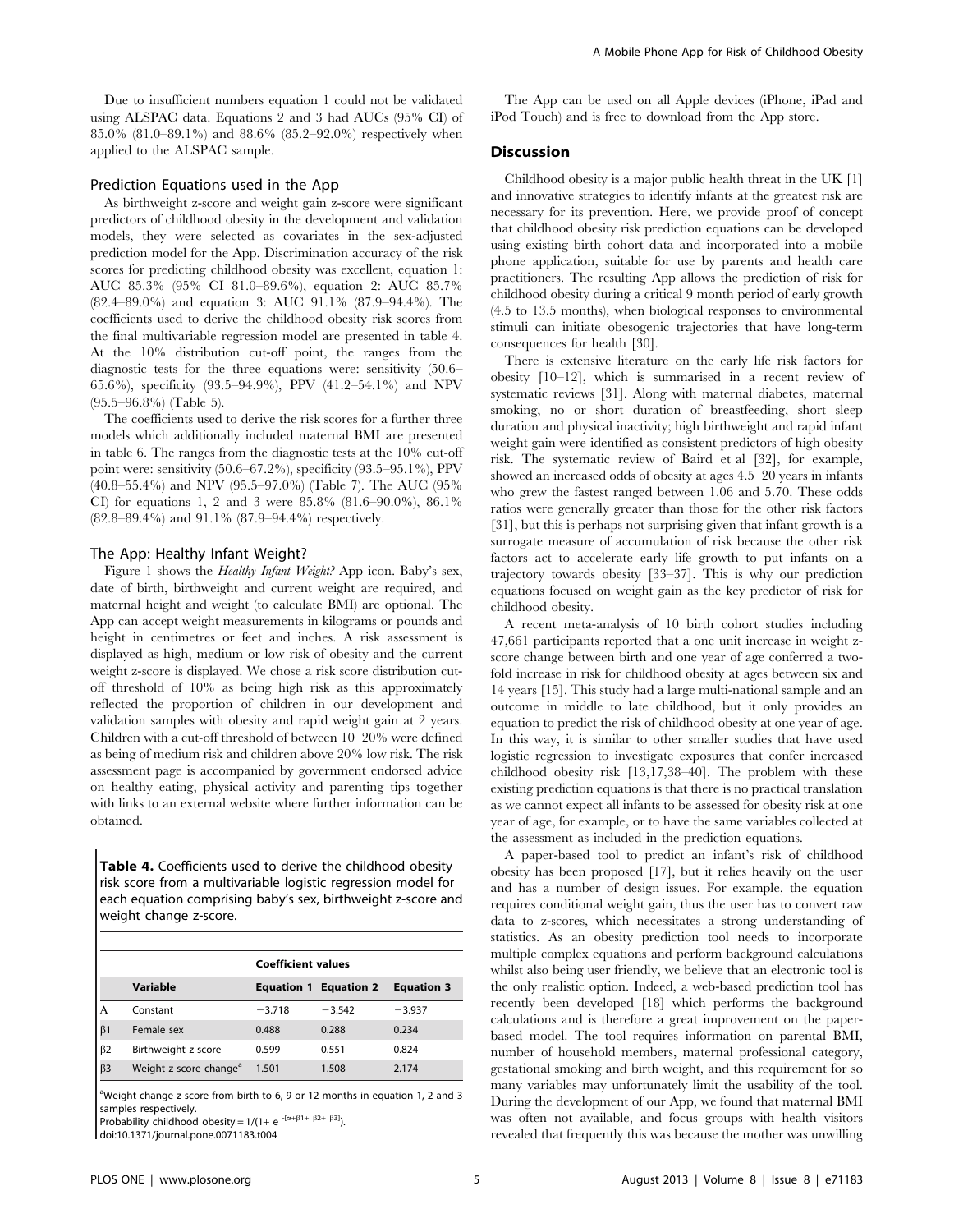Due to insufficient numbers equation 1 could not be validated using ALSPAC data. Equations 2 and 3 had AUCs (95% CI) of 85.0% (81.0–89.1%) and 88.6% (85.2–92.0%) respectively when applied to the ALSPAC sample.

### Prediction Equations used in the App

As birthweight z-score and weight gain z-score were significant predictors of childhood obesity in the development and validation models, they were selected as covariates in the sex-adjusted prediction model for the App. Discrimination accuracy of the risk scores for predicting childhood obesity was excellent, equation 1: AUC 85.3% (95% CI 81.0–89.6%), equation 2: AUC 85.7% (82.4–89.0%) and equation 3: AUC 91.1% (87.9–94.4%). The coefficients used to derive the childhood obesity risk scores from the final multivariable regression model are presented in table 4. At the 10% distribution cut-off point, the ranges from the diagnostic tests for the three equations were: sensitivity (50.6–65.6%), specificity (93.5–94.9%), PPV (41.2–54.1%) and NPV (95.5–96.8%) (Table 5).

The coefficients used to derive the risk scores for a further three models which additionally included maternal BMI are presented in table 6. The ranges from the diagnostic tests at the 10% cut-off point were: sensitivity (50.6–67.2%), specificity (93.5–95.1%), PPV (40.8–55.4%) and NPV (95.5–97.0%) (Table 7). The AUC (95% CI) for equations 1, 2 and 3 were 85.8% (81.6–90.0%), 86.1% (82.8–89.4%) and 91.1% (87.9–94.4%) respectively.

### The App: Healthy Infant Weight?

Figure 1 shows the *Healthy Infant Weight?* App icon. Baby's sex, date of birth, birthweight and current weight are required, and maternal height and weight (to calculate BMI) are optional. The App can accept weight measurements in kilograms or pounds and height in centimetres or feet and inches. A risk assessment is displayed as high, medium or low risk of obesity and the current weight z-score is displayed. We chose a risk score distribution cut-off threshold of 10% as being high risk as this approximately reflected the proportion of children in our development and validation samples with obesity and rapid weight gain at 2 years. Children with a cut-off threshold of between 10–20% were defined as being of medium risk and children above 20% low risk. The risk assessment page is accompanied by government endorsed advice on healthy eating, physical activity and parenting tips together with links to an external website where further information can be obtained.

**Table 4.** Coefficients used to derive the childhood obesity risk score from a multivariable logistic regression model for each equation comprising baby's sex, birthweight z-score and weight change z-score.

| | | Coefficient values | | |
|---|---|---|---|---|
| | **Variable** | **Equation 1** | **Equation 2** | **Equation 3** |
| A | Constant | −3.718 | −3.542 | −3.937 |
| β1 | Female sex | 0.488 | 0.288 | 0.234 |
| β2 | Birthweight z-score | 0.599 | 0.551 | 0.824 |
| β3 | Weight z-score change[a] | 1.501 | 1.508 | 2.174 |

[a]Weight change z-score from birth to 6, 9 or 12 months in equation 1, 2 and 3 samples respectively.
Probability childhood obesity = $1/(1+e^{-(\alpha+\beta1+\beta2+\beta3)})$.
doi:10.1371/journal.pone.0071183.t004

The App can be used on all Apple devices (iPhone, iPad and iPod Touch) and is free to download from the App store.

## Discussion

Childhood obesity is a major public health threat in the UK [1] and innovative strategies to identify infants at the greatest risk are necessary for its prevention. Here, we provide proof of concept that childhood obesity risk prediction equations can be developed using existing birth cohort data and incorporated into a mobile phone application, suitable for use by parents and health care practitioners. The resulting App allows the prediction of risk for childhood obesity during a critical 9 month period of early growth (4.5 to 13.5 months), when biological responses to environmental stimuli can initiate obesogenic trajectories that have long-term consequences for health [30].

There is extensive literature on the early life risk factors for obesity [10–12], which is summarised in a recent review of systematic reviews [31]. Along with maternal diabetes, maternal smoking, no or short duration of breastfeeding, short sleep duration and physical inactivity; high birthweight and rapid infant weight gain were identified as consistent predictors of high obesity risk. The systematic review of Baird et al [32], for example, showed an increased odds of obesity at ages 4.5–20 years in infants who grew the fastest ranged between 1.06 and 5.70. These odds ratios were generally greater than those for the other risk factors [31], but this is perhaps not surprising given that infant growth is a surrogate measure of accumulation of risk because the other risk factors act to accelerate early life growth to put infants on a trajectory towards obesity [33–37]. This is why our prediction equations focused on weight gain as the key predictor of risk for childhood obesity.

A recent meta-analysis of 10 birth cohort studies including 47,661 participants reported that a one unit increase in weight z-score change between birth and one year of age conferred a two-fold increase in risk for childhood obesity at ages between six and 14 years [15]. This study had a large multi-national sample and an outcome in middle to late childhood, but it only provides an equation to predict the risk of childhood obesity at one year of age. In this way, it is similar to other smaller studies that have used logistic regression to investigate exposures that confer increased childhood obesity risk [13,17,38–40]. The problem with these existing prediction equations is that there is no practical translation as we cannot expect all infants to be assessed for obesity risk at one year of age, for example, or to have the same variables collected at the assessment as included in the prediction equations.

A paper-based tool to predict an infant's risk of childhood obesity has been proposed [17], but it relies heavily on the user and has a number of design issues. For example, the equation requires conditional weight gain, thus the user has to convert raw data to z-scores, which necessitates a strong understanding of statistics. As an obesity prediction tool needs to incorporate multiple complex equations and perform background calculations whilst also being user friendly, we believe that an electronic tool is the only realistic option. Indeed, a web-based prediction tool has recently been developed [18] which performs the background calculations and is therefore a great improvement on the paper-based model. The tool requires information on parental BMI, number of household members, maternal professional category, gestational smoking and birth weight, and this requirement for so many variables may unfortunately limit the usability of the tool. During the development of our App, we found that maternal BMI was often not available, and focus groups with health visitors revealed that frequently this was because the mother was unwilling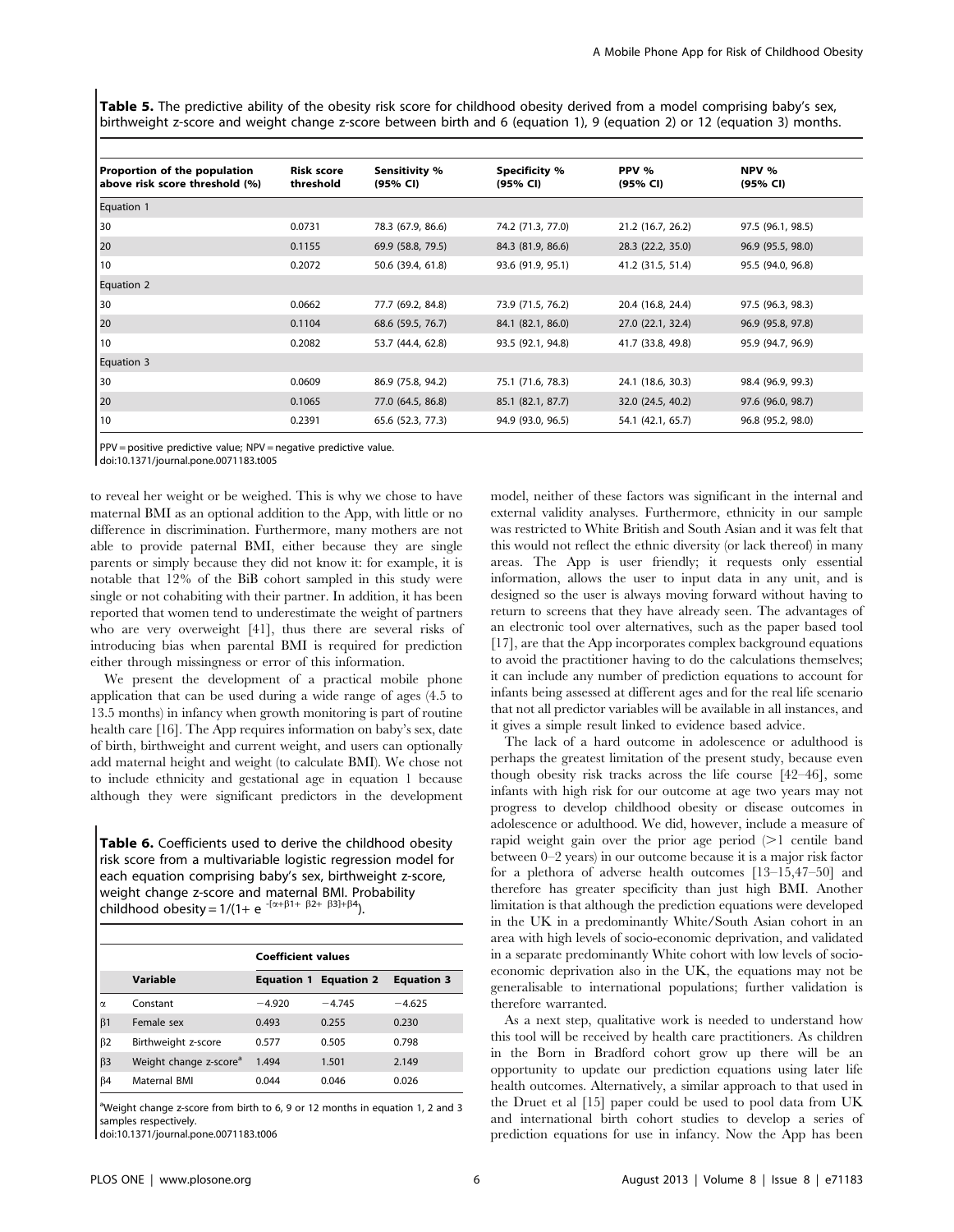**Table 5.** The predictive ability of the obesity risk score for childhood obesity derived from a model comprising baby's sex, birthweight z-score and weight change z-score between birth and 6 (equation 1), 9 (equation 2) or 12 (equation 3) months.

| Proportion of the population above risk score threshold (%) | Risk score threshold | Sensitivity % (95% CI) | Specificity % (95% CI) | PPV % (95% CI) | NPV % (95% CI) |
|---|---|---|---|---|---|
| Equation 1 | | | | | |
| 30 | 0.0731 | 78.3 (67.9, 86.6) | 74.2 (71.3, 77.0) | 21.2 (16.7, 26.2) | 97.5 (96.1, 98.5) |
| 20 | 0.1155 | 69.9 (58.8, 79.5) | 84.3 (81.9, 86.6) | 28.3 (22.2, 35.0) | 96.9 (95.5, 98.0) |
| 10 | 0.2072 | 50.6 (39.4, 61.8) | 93.6 (91.9, 95.1) | 41.2 (31.5, 51.4) | 95.5 (94.0, 96.8) |
| Equation 2 | | | | | |
| 30 | 0.0662 | 77.7 (69.2, 84.8) | 73.9 (71.5, 76.2) | 20.4 (16.8, 24.4) | 97.5 (96.3, 98.3) |
| 20 | 0.1104 | 68.6 (59.5, 76.7) | 84.1 (82.1, 86.0) | 27.0 (22.1, 32.4) | 96.9 (95.8, 97.8) |
| 10 | 0.2082 | 53.7 (44.4, 62.8) | 93.5 (92.1, 94.8) | 41.7 (33.8, 49.8) | 95.9 (94.7, 96.9) |
| Equation 3 | | | | | |
| 30 | 0.0609 | 86.9 (75.8, 94.2) | 75.1 (71.6, 78.3) | 24.1 (18.6, 30.3) | 98.4 (96.9, 99.3) |
| 20 | 0.1065 | 77.0 (64.5, 86.8) | 85.1 (82.1, 87.7) | 32.0 (24.5, 40.2) | 97.6 (96.0, 98.7) |
| 10 | 0.2391 | 65.6 (52.3, 77.3) | 94.9 (93.0, 96.5) | 54.1 (42.1, 65.7) | 96.8 (95.2, 98.0) |

PPV = positive predictive value; NPV = negative predictive value.
doi:10.1371/journal.pone.0071183.t005

to reveal her weight or be weighed. This is why we chose to have maternal BMI as an optional addition to the App, with little or no difference in discrimination. Furthermore, many mothers are not able to provide paternal BMI, either because they are single parents or simply because they did not know it: for example, it is notable that 12% of the BiB cohort sampled in this study were single or not cohabiting with their partner. In addition, it has been reported that women tend to underestimate the weight of partners who are very overweight [41], thus there are several risks of introducing bias when parental BMI is required for prediction either through missingness or error of this information.

We present the development of a practical mobile phone application that can be used during a wide range of ages (4.5 to 13.5 months) in infancy when growth monitoring is part of routine health care [16]. The App requires information on baby's sex, date of birth, birthweight and current weight, and users can optionally add maternal height and weight (to calculate BMI). We chose not to include ethnicity and gestational age in equation 1 because although they were significant predictors in the development model, neither of these factors was significant in the internal and external validity analyses. Furthermore, ethnicity in our sample was restricted to White British and South Asian and it was felt that this would not reflect the ethnic diversity (or lack thereof) in many areas. The App is user friendly; it requests only essential information, allows the user to input data in any unit, and is designed so the user is always moving forward without having to return to screens that they have already seen. The advantages of an electronic tool over alternatives, such as the paper based tool [17], are that the App incorporates complex background equations to avoid the practitioner having to do the calculations themselves; it can include any number of prediction equations to account for infants being assessed at different ages and for the real life scenario that not all predictor variables will be available in all instances, and it gives a simple result linked to evidence based advice.

**Table 6.** Coefficients used to derive the childhood obesity risk score from a multivariable logistic regression model for each equation comprising baby's sex, birthweight z-score, weight change z-score and maternal BMI. Probability childhood obesity = $1/(1+ e^{-[\alpha+\beta1+ \beta2+ \beta3]+\beta4})$.

| | Variable | Coefficient values | | |
|---|---|---|---|---|
| | | Equation 1 | Equation 2 | Equation 3 |
| $\alpha$ | Constant | −4.920 | −4.745 | −4.625 |
| $\beta1$ | Female sex | 0.493 | 0.255 | 0.230 |
| $\beta2$ | Birthweight z-score | 0.577 | 0.505 | 0.798 |
| $\beta3$ | Weight change z-score[a] | 1.494 | 1.501 | 2.149 |
| $\beta4$ | Maternal BMI | 0.044 | 0.046 | 0.026 |

[a]Weight change z-score from birth to 6, 9 or 12 months in equation 1, 2 and 3 samples respectively.
doi:10.1371/journal.pone.0071183.t006

The lack of a hard outcome in adolescence or adulthood is perhaps the greatest limitation of the present study, because even though obesity risk tracks across the life course [42–46], some infants with high risk for our outcome at age two years may not progress to develop childhood obesity or disease outcomes in adolescence or adulthood. We did, however, include a measure of rapid weight gain over the prior age period (>1 centile band between 0–2 years) in our outcome because it is a major risk factor for a plethora of adverse health outcomes [13–15,47–50] and therefore has greater specificity than just high BMI. Another limitation is that although the prediction equations were developed in the UK in a predominantly White/South Asian cohort in an area with high levels of socio-economic deprivation, and validated in a separate predominantly White cohort with low levels of socio-economic deprivation also in the UK, the equations may not be generalisable to international populations; further validation is therefore warranted.

As a next step, qualitative work is needed to understand how this tool will be received by health care practitioners. As children in the Born in Bradford cohort grow up there will be an opportunity to update our prediction equations using later life health outcomes. Alternatively, a similar approach to that used in the Druet et al [15] paper could be used to pool data from UK and international birth cohort studies to develop a series of prediction equations for use in infancy. Now the App has been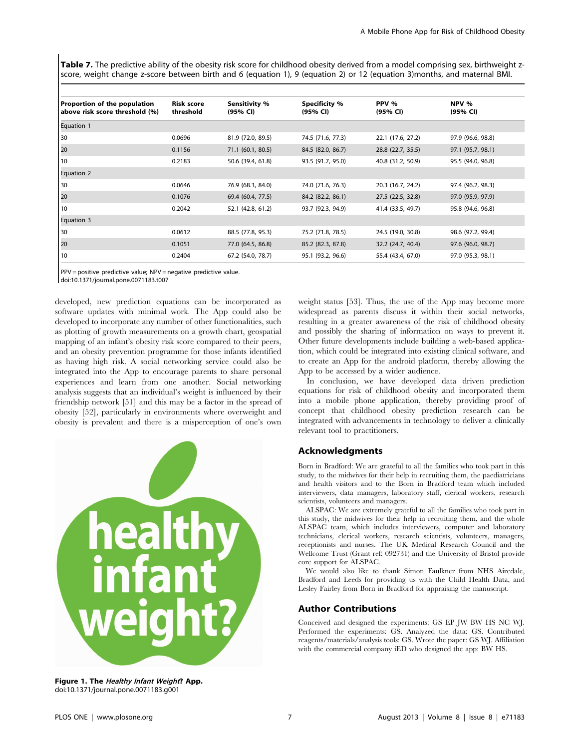**Table 7.** The predictive ability of the obesity risk score for childhood obesity derived from a model comprising sex, birthweight z-score, weight change z-score between birth and 6 (equation 1), 9 (equation 2) or 12 (equation 3)months, and maternal BMI.

| Proportion of the population above risk score threshold (%) | Risk score threshold | Sensitivity % (95% CI) | Specificity % (95% CI) | PPV % (95% CI) | NPV % (95% CI) |
|---|---|---|---|---|---|
| Equation 1 | | | | | |
| 30 | 0.0696 | 81.9 (72.0, 89.5) | 74.5 (71.6, 77.3) | 22.1 (17.6, 27.2) | 97.9 (96.6, 98.8) |
| 20 | 0.1156 | 71.1 (60.1, 80.5) | 84.5 (82.0, 86.7) | 28.8 (22.7, 35.5) | 97.1 (95.7, 98.1) |
| 10 | 0.2183 | 50.6 (39.4, 61.8) | 93.5 (91.7, 95.0) | 40.8 (31.2, 50.9) | 95.5 (94.0, 96.8) |
| Equation 2 | | | | | |
| 30 | 0.0646 | 76.9 (68.3, 84.0) | 74.0 (71.6, 76.3) | 20.3 (16.7, 24.2) | 97.4 (96.2, 98.3) |
| 20 | 0.1076 | 69.4 (60.4, 77.5) | 84.2 (82.2, 86.1) | 27.5 (22.5, 32.8) | 97.0 (95.9, 97.9) |
| 10 | 0.2042 | 52.1 (42.8, 61.2) | 93.7 (92.3, 94.9) | 41.4 (33.5, 49.7) | 95.8 (94.6, 96.8) |
| Equation 3 | | | | | |
| 30 | 0.0612 | 88.5 (77.8, 95.3) | 75.2 (71.8, 78.5) | 24.5 (19.0, 30.8) | 98.6 (97.2, 99.4) |
| 20 | 0.1051 | 77.0 (64.5, 86.8) | 85.2 (82.3, 87.8) | 32.2 (24.7, 40.4) | 97.6 (96.0, 98.7) |
| 10 | 0.2404 | 67.2 (54.0, 78.7) | 95.1 (93.2, 96.6) | 55.4 (43.4, 67.0) | 97.0 (95.3, 98.1) |

PPV = positive predictive value; NPV = negative predictive value.
doi:10.1371/journal.pone.0071183.t007

developed, new prediction equations can be incorporated as software updates with minimal work. The App could also be developed to incorporate any number of other functionalities, such as plotting of growth measurements on a growth chart, geospatial mapping of an infant's obesity risk score compared to their peers, and an obesity prevention programme for those infants identified as having high risk. A social networking service could also be integrated into the App to encourage parents to share personal experiences and learn from one another. Social networking analysis suggests that an individual's weight is influenced by their friendship network [51] and this may be a factor in the spread of obesity [52], particularly in environments where overweight and obesity is prevalent and there is a misperception of one's own weight status [53]. Thus, the use of the App may become more widespread as parents discuss it within their social networks, resulting in a greater awareness of the risk of childhood obesity and possibly the sharing of information on ways to prevent it. Other future developments include building a web-based application, which could be integrated into existing clinical software, and to create an App for the android platform, thereby allowing the App to be accessed by a wider audience.

In conclusion, we have developed data driven prediction equations for risk of childhood obesity and incorporated them into a mobile phone application, thereby providing proof of concept that childhood obesity prediction research can be integrated with advancements in technology to deliver a clinically relevant tool to practitioners.

**Figure 1. The *Healthy Infant Weight*? App.**
doi:10.1371/journal.pone.0071183.g001

## Acknowledgments

Born in Bradford: We are grateful to all the families who took part in this study, to the midwives for their help in recruiting them, the paediatricians and health visitors and to the Born in Bradford team which included interviewers, data managers, laboratory staff, clerical workers, research scientists, volunteers and managers.

ALSPAC: We are extremely grateful to all the families who took part in this study, the midwives for their help in recruiting them, and the whole ALSPAC team, which includes interviewers, computer and laboratory technicians, clerical workers, research scientists, volunteers, managers, receptionists and nurses. The UK Medical Research Council and the Wellcome Trust (Grant ref: 092731) and the University of Bristol provide core support for ALSPAC.

We would also like to thank Simon Faulkner from NHS Airedale, Bradford and Leeds for providing us with the Child Health Data, and Lesley Fairley from Born in Bradford for appraising the manuscript.

## Author Contributions

Conceived and designed the experiments: GS EP JW BW HS NC WJ. Performed the experiments: GS. Analyzed the data: GS. Contributed reagents/materials/analysis tools: GS. Wrote the paper: GS WJ. Affiliation with the commercial company iED who designed the app: BW HS.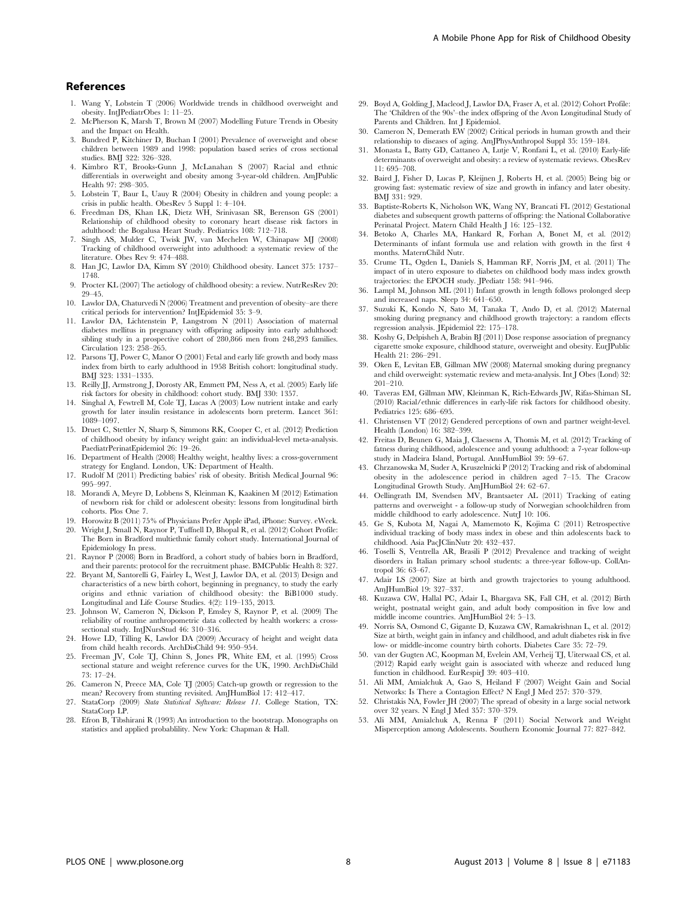## References

1. Wang Y, Lobstein T (2006) Worldwide trends in childhood overweight and obesity. IntJPediatrObes 1: 11–25.
2. McPherson K, Marsh T, Brown M (2007) Modelling Future Trends in Obesity and the Impact on Health.
3. Bundred P, Kitchiner D, Buchan I (2001) Prevalence of overweight and obese children between 1989 and 1998: population based series of cross sectional studies. BMJ 322: 326–328.
4. Kimbro RT, Brooks-Gunn J, McLanahan S (2007) Racial and ethnic differentials in overweight and obesity among 3-year-old children. AmJPublic Health 97: 298–305.
5. Lobstein T, Baur L, Uauy R (2004) Obesity in children and young people: a crisis in public health. ObesRev 5 Suppl 1: 4–104.
6. Freedman DS, Khan LK, Dietz WH, Srinivasan SR, Berenson GS (2001) Relationship of childhood obesity to coronary heart disease risk factors in adulthood: the Bogalusa Heart Study. Pediatrics 108: 712–718.
7. Singh AS, Mulder C, Twisk JW, van Mechelen W, Chinapaw MJ (2008) Tracking of childhood overweight into adulthood: a systematic review of the literature. Obes Rev 9: 474–488.
8. Han JC, Lawlor DA, Kimm SY (2010) Childhood obesity. Lancet 375: 1737–1748.
9. Procter KL (2007) The aetiology of childhood obesity: a review. NutrResRev 20: 29–45.
10. Lawlor DA, Chaturvedi N (2006) Treatment and prevention of obesity–are there critical periods for intervention? IntJEpidemiol 35: 3–9.
11. Lawlor DA, Lichtenstein P, Langstrom N (2011) Association of maternal diabetes mellitus in pregnancy with offspring adiposity into early adulthood: sibling study in a prospective cohort of 280,866 men from 248,293 families. Circulation 123: 258–265.
12. Parsons TJ, Power C, Manor O (2001) Fetal and early life growth and body mass index from birth to early adulthood in 1958 British cohort: longitudinal study. BMJ 323: 1331–1335.
13. Reilly JJ, Armstrong J, Dorosty AR, Emmett PM, Ness A, et al. (2005) Early life risk factors for obesity in childhood: cohort study. BMJ 330: 1357.
14. Singhal A, Fewtrell M, Cole TJ, Lucas A (2003) Low nutrient intake and early growth for later insulin resistance in adolescents born preterm. Lancet 361: 1089–1097.
15. Druet C, Stettler N, Sharp S, Simmons RK, Cooper C, et al. (2012) Prediction of childhood obesity by infancy weight gain: an individual-level meta-analysis. PaediatrPerinatEpidemiol 26: 19–26.
16. Department of Health (2008) Healthy weight, healthy lives: a cross-government strategy for England. London, UK: Department of Health.
17. Rudolf M (2011) Predicting babies' risk of obesity. British Medical Journal 96: 995–997.
18. Morandi A, Meyre D, Lobbens S, Kleinman K, Kaakinen M (2012) Estimation of newborn risk for child or adolescent obesity: lessons from longitudinal birth cohorts. Plos One 7.
19. Horowitz B (2011) 75% of Physicians Prefer Apple iPad, iPhone: Survey. eWeek.
20. Wright J, Small N, Raynor P, Tuffnell D, Bhopal R, et al. (2012) Cohort Profile: The Born in Bradford multiethnic family cohort study. International Journal of Epidemiology In press.
21. Raynor P (2008) Born in Bradford, a cohort study of babies born in Bradford, and their parents: protocol for the recruitment phase. BMCPublic Health 8: 327.
22. Bryant M, Santorelli G, Fairley L, West J, Lawlor DA, et al. (2013) Design and characteristics of a new birth cohort, beginning in pregnancy, to study the early origins and ethnic variation of childhood obesity: the BiB1000 study. Longitudinal and Life Course Studies. 4(2): 119–135, 2013.
23. Johnson W, Cameron N, Dickson P, Emsley S, Raynor P, et al. (2009) The reliability of routine anthropometric data collected by health workers: a cross-sectional study. IntJNursStud 46: 310–316.
24. Howe LD, Tilling K, Lawlor DA (2009) Accuracy of height and weight data from child health records. ArchDisChild 94: 950–954.
25. Freeman JV, Cole TJ, Chinn S, Jones PR, White EM, et al. (1995) Cross sectional stature and weight reference curves for the UK, 1990. ArchDisChild 73: 17–24.
26. Cameron N, Preece MA, Cole TJ (2005) Catch-up growth or regression to the mean? Recovery from stunting revisited. AmJHumBiol 17: 412–417.
27. StataCorp (2009) *Stata Statistical Software: Release 11*. College Station, TX: StataCorp LP.
28. Efron B, Tibshirani R (1993) An introduction to the bootstrap. Monographs on statistics and applied probablility. New York: Chapman & Hall.
29. Boyd A, Golding J, Macleod J, Lawlor DA, Fraser A, et al. (2012) Cohort Profile: The 'Children of the 90s'–the index offspring of the Avon Longitudinal Study of Parents and Children. Int J Epidemiol.
30. Cameron N, Demerath EW (2002) Critical periods in human growth and their relationship to diseases of aging. AmJPhysAnthropol Suppl 35: 159–184.
31. Monasta L, Batty GD, Cattaneo A, Lutje V, Ronfani L, et al. (2010) Early-life determinants of overweight and obesity: a review of systematic reviews. ObesRev 11: 695–708.
32. Baird J, Fisher D, Lucas P, Kleijnen J, Roberts H, et al. (2005) Being big or growing fast: systematic review of size and growth in infancy and later obesity. BMJ 331: 929.
33. Baptiste-Roberts K, Nicholson WK, Wang NY, Brancati FL (2012) Gestational diabetes and subsequent growth patterns of offspring: the National Collaborative Perinatal Project. Matern Child Health J 16: 125–132.
34. Betoko A, Charles MA, Hankard R, Forhan A, Bonet M, et al. (2012) Determinants of infant formula use and relation with growth in the first 4 months. MaternChild Nutr.
35. Crume TL, Ogden L, Daniels S, Hamman RF, Norris JM, et al. (2011) The impact of in utero exposure to diabetes on childhood body mass index growth trajectories: the EPOCH study. JPediatr 158: 941–946.
36. Lampl M, Johnson ML (2011) Infant growth in length follows prolonged sleep and increased naps. Sleep 34: 641–650.
37. Suzuki K, Kondo N, Sato M, Tanaka T, Ando D, et al. (2012) Maternal smoking during pregnancy and childhood growth trajectory: a random effects regression analysis. JEpidemiol 22: 175–178.
38. Koshy G, Delpisheh A, Brabin BJ (2011) Dose response association of pregnancy cigarette smoke exposure, childhood stature, overweight and obesity. EurJPublic Health 21: 286–291.
39. Oken E, Levitan EB, Gillman MW (2008) Maternal smoking during pregnancy and child overweight: systematic review and meta-analysis. Int J Obes (Lond) 32: 201–210.
40. Taveras EM, Gillman MW, Kleinman K, Rich-Edwards JW, Rifas-Shiman SL (2010) Racial/ethnic differences in early-life risk factors for childhood obesity. Pediatrics 125: 686–695.
41. Christensen VT (2012) Gendered perceptions of own and partner weight-level. Health (London) 16: 382–399.
42. Freitas D, Beunen G, Maia J, Claessens A, Thomis M, et al. (2012) Tracking of fatness during childhood, adolescence and young adulthood: a 7-year follow-up study in Madeira Island, Portugal. AnnHumBiol 39: 59–67.
43. Chrzanowska M, Suder A, Kruszelnicki P (2012) Tracking and risk of abdominal obesity in the adolescence period in children aged 7–15. The Cracow Longitudinal Growth Study. AmJHumBiol 24: 62–67.
44. Oellingrath IM, Svendsen MV, Brantsaeter AL (2011) Tracking of eating patterns and overweight - a follow-up study of Norwegian schoolchildren from middle childhood to early adolescence. NutrJ 10: 106.
45. Ge S, Kubota M, Nagai A, Mamemoto K, Kojima C (2011) Retrospective individual tracking of body mass index in obese and thin adolescents back to childhood. Asia PacJClinNutr 20: 432–437.
46. Toselli S, Ventrella AR, Brasili P (2012) Prevalence and tracking of weight disorders in Italian primary school students: a three-year follow-up. CollAntropol 36: 63–67.
47. Adair LS (2007) Size at birth and growth trajectories to young adulthood. AmJHumBiol 19: 327–337.
48. Kuzawa CW, Hallal PC, Adair L, Bhargava SK, Fall CH, et al. (2012) Birth weight, postnatal weight gain, and adult body composition in five low and middle income countries. AmJHumBiol 24: 5–13.
49. Norris SA, Osmond C, Gigante D, Kuzawa CW, Ramakrishnan L, et al. (2012) Size at birth, weight gain in infancy and childhood, and adult diabetes risk in five low- or middle-income country birth cohorts. Diabetes Care 35: 72–79.
50. van der Gugten AC, Koopman M, Evelein AM, Verheij TJ, Uiterwaal CS, et al. (2012) Rapid early weight gain is associated with wheeze and reduced lung function in childhood. EurRespirJ 39: 403–410.
51. Ali MM, Amialchuk A, Gao S, Heiland F (2007) Weight Gain and Social Networks: Is There a Contagion Effect? N Engl J Med 257: 370–379.
52. Christakis NA, Fowler JH (2007) The spread of obesity in a large social network over 32 years. N Engl J Med 357: 370–379.
53. Ali MM, Amialchuk A, Renna F (2011) Social Network and Weight Misperception among Adolescents. Southern Economic Journal 77: 827–842.